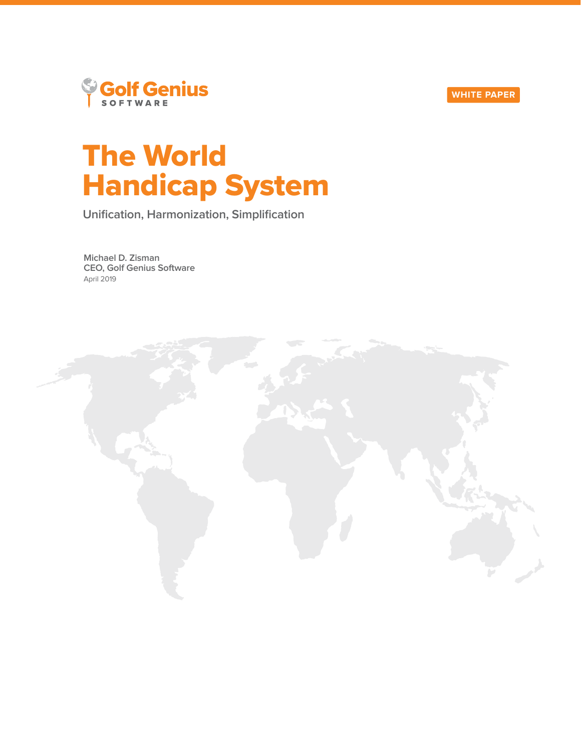Golf Genius SOFTWARE

WHITE PAPER

# The World Handicap System

## Unification, Harmonization, Simplification

**Michael D. Zisman**
**CEO, Golf Genius Software**
April 2019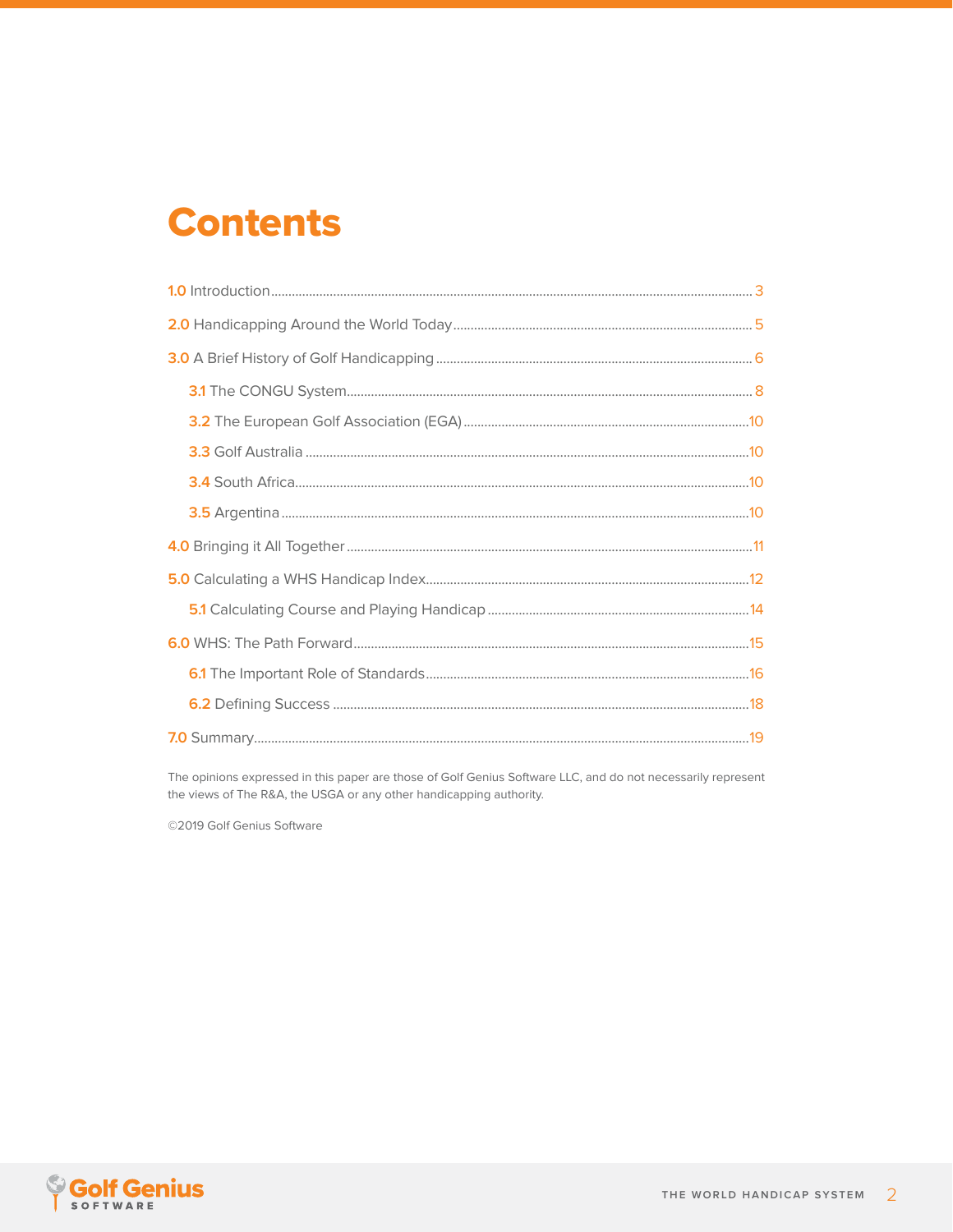# Contents

- **1.0** Introduction .......... 3
- **2.0** Handicapping Around the World Today .......... 5
- **3.0** A Brief History of Golf Handicapping .......... 6
  - **3.1** The CONGU System .......... 8
  - **3.2** The European Golf Association (EGA) .......... 10
  - **3.3** Golf Australia .......... 10
  - **3.4** South Africa .......... 10
  - **3.5** Argentina .......... 10
- **4.0** Bringing it All Together .......... 11
- **5.0** Calculating a WHS Handicap Index .......... 12
  - **5.1** Calculating Course and Playing Handicap .......... 14
- **6.0** WHS: The Path Forward .......... 15
  - **6.1** The Important Role of Standards .......... 16
  - **6.2** Defining Success .......... 18
- **7.0** Summary .......... 19

The opinions expressed in this paper are those of Golf Genius Software LLC, and do not necessarily represent the views of The R&A, the USGA or any other handicapping authority.

©2019 Golf Genius Software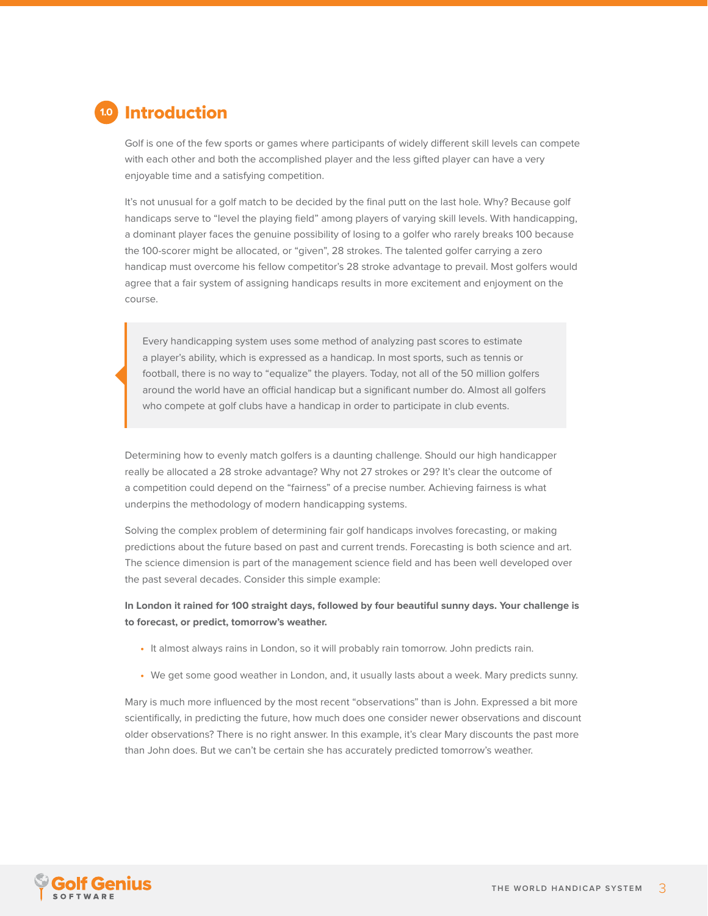## 1.0 Introduction

Golf is one of the few sports or games where participants of widely different skill levels can compete with each other and both the accomplished player and the less gifted player can have a very enjoyable time and a satisfying competition.

It's not unusual for a golf match to be decided by the final putt on the last hole. Why? Because golf handicaps serve to "level the playing field" among players of varying skill levels. With handicapping, a dominant player faces the genuine possibility of losing to a golfer who rarely breaks 100 because the 100-scorer might be allocated, or "given", 28 strokes. The talented golfer carrying a zero handicap must overcome his fellow competitor's 28 stroke advantage to prevail. Most golfers would agree that a fair system of assigning handicaps results in more excitement and enjoyment on the course.

> Every handicapping system uses some method of analyzing past scores to estimate a player's ability, which is expressed as a handicap. In most sports, such as tennis or football, there is no way to "equalize" the players. Today, not all of the 50 million golfers around the world have an official handicap but a significant number do. Almost all golfers who compete at golf clubs have a handicap in order to participate in club events.

Determining how to evenly match golfers is a daunting challenge. Should our high handicapper really be allocated a 28 stroke advantage? Why not 27 strokes or 29? It's clear the outcome of a competition could depend on the "fairness" of a precise number. Achieving fairness is what underpins the methodology of modern handicapping systems.

Solving the complex problem of determining fair golf handicaps involves forecasting, or making predictions about the future based on past and current trends. Forecasting is both science and art. The science dimension is part of the management science field and has been well developed over the past several decades. Consider this simple example:

**In London it rained for 100 straight days, followed by four beautiful sunny days. Your challenge is to forecast, or predict, tomorrow's weather.**

- It almost always rains in London, so it will probably rain tomorrow. John predicts rain.
- We get some good weather in London, and, it usually lasts about a week. Mary predicts sunny.

Mary is much more influenced by the most recent "observations" than is John. Expressed a bit more scientifically, in predicting the future, how much does one consider newer observations and discount older observations? There is no right answer. In this example, it's clear Mary discounts the past more than John does. But we can't be certain she has accurately predicted tomorrow's weather.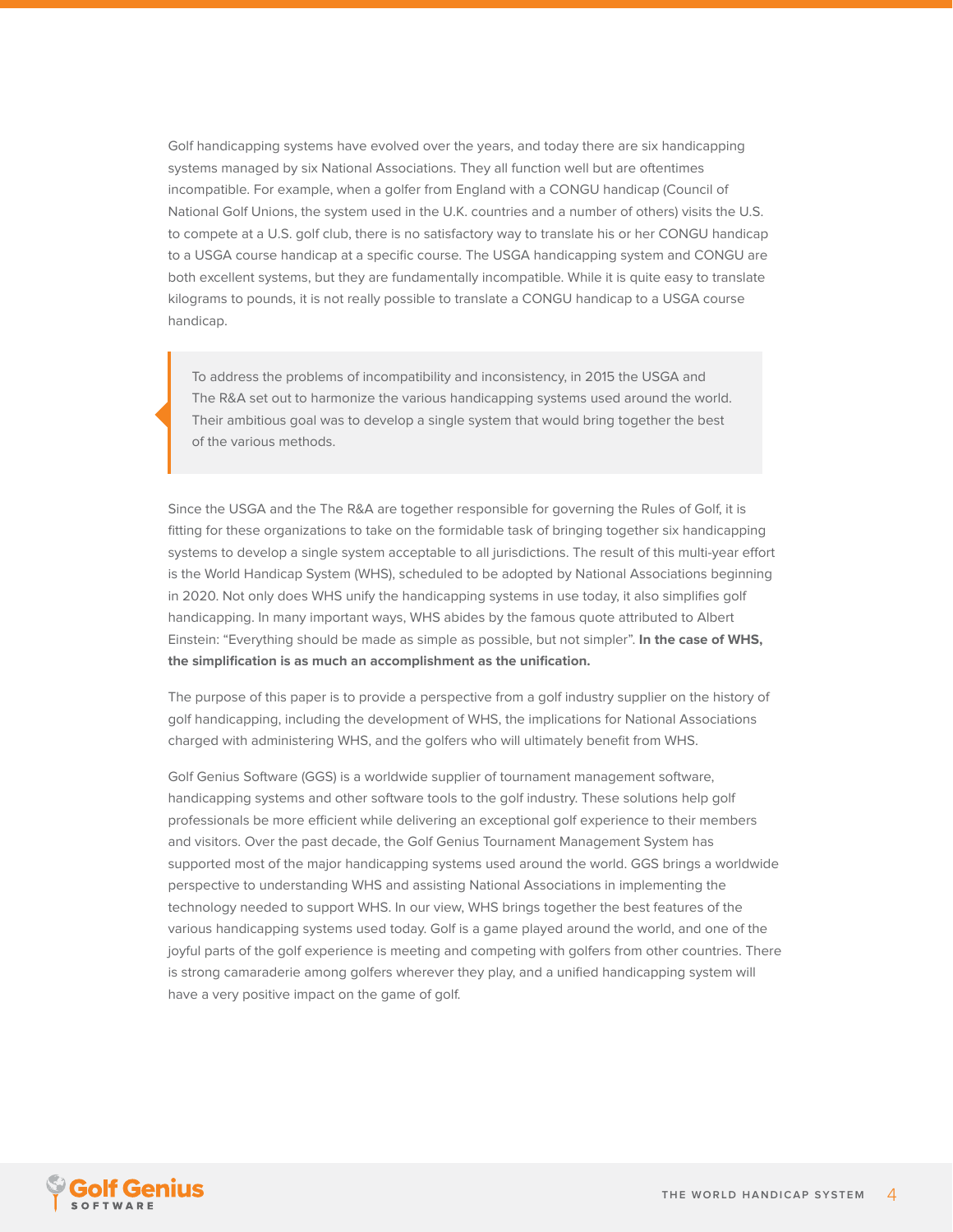Golf handicapping systems have evolved over the years, and today there are six handicapping systems managed by six National Associations. They all function well but are oftentimes incompatible. For example, when a golfer from England with a CONGU handicap (Council of National Golf Unions, the system used in the U.K. countries and a number of others) visits the U.S. to compete at a U.S. golf club, there is no satisfactory way to translate his or her CONGU handicap to a USGA course handicap at a specific course. The USGA handicapping system and CONGU are both excellent systems, but they are fundamentally incompatible. While it is quite easy to translate kilograms to pounds, it is not really possible to translate a CONGU handicap to a USGA course handicap.

> To address the problems of incompatibility and inconsistency, in 2015 the USGA and The R&A set out to harmonize the various handicapping systems used around the world. Their ambitious goal was to develop a single system that would bring together the best of the various methods.

Since the USGA and the The R&A are together responsible for governing the Rules of Golf, it is fitting for these organizations to take on the formidable task of bringing together six handicapping systems to develop a single system acceptable to all jurisdictions. The result of this multi-year effort is the World Handicap System (WHS), scheduled to be adopted by National Associations beginning in 2020. Not only does WHS unify the handicapping systems in use today, it also simplifies golf handicapping. In many important ways, WHS abides by the famous quote attributed to Albert Einstein: "Everything should be made as simple as possible, but not simpler". **In the case of WHS, the simplification is as much an accomplishment as the unification.**

The purpose of this paper is to provide a perspective from a golf industry supplier on the history of golf handicapping, including the development of WHS, the implications for National Associations charged with administering WHS, and the golfers who will ultimately benefit from WHS.

Golf Genius Software (GGS) is a worldwide supplier of tournament management software, handicapping systems and other software tools to the golf industry. These solutions help golf professionals be more efficient while delivering an exceptional golf experience to their members and visitors. Over the past decade, the Golf Genius Tournament Management System has supported most of the major handicapping systems used around the world. GGS brings a worldwide perspective to understanding WHS and assisting National Associations in implementing the technology needed to support WHS. In our view, WHS brings together the best features of the various handicapping systems used today. Golf is a game played around the world, and one of the joyful parts of the golf experience is meeting and competing with golfers from other countries. There is strong camaraderie among golfers wherever they play, and a unified handicapping system will have a very positive impact on the game of golf.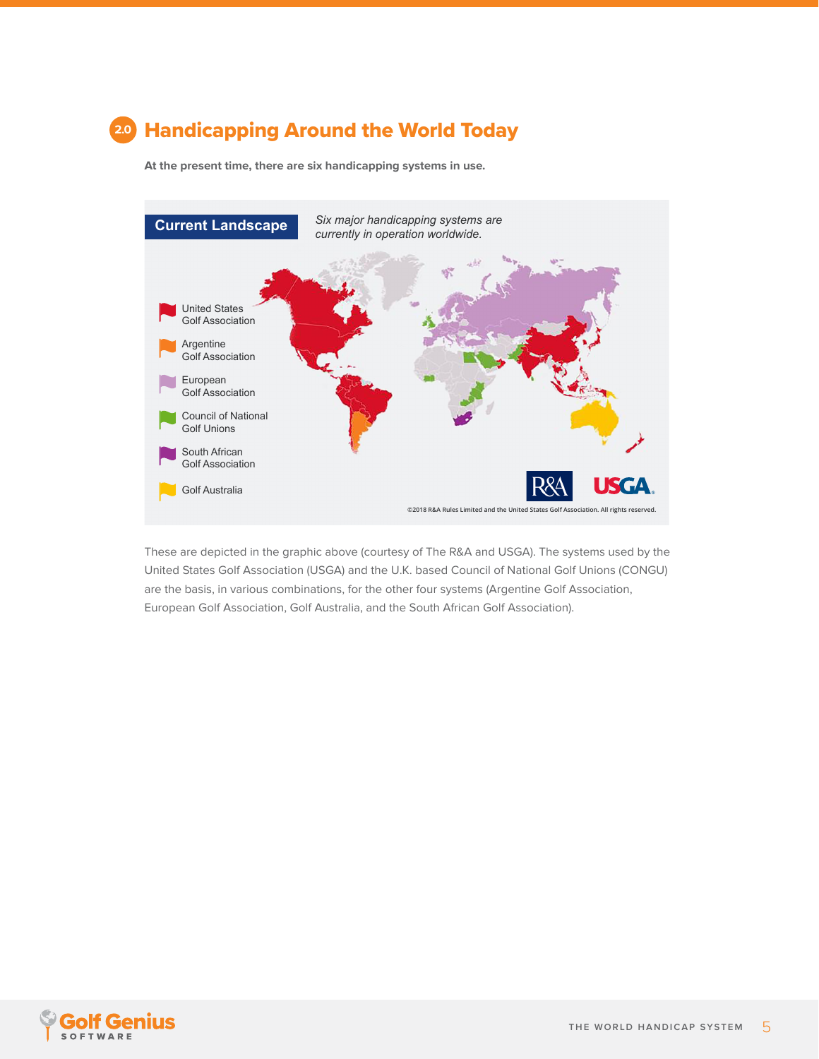## 2.0 Handicapping Around the World Today

**At the present time, there are six handicapping systems in use.**

**Current Landscape**

*Six major handicapping systems are currently in operation worldwide.*

- United States Golf Association
- Argentine Golf Association
- European Golf Association
- Council of National Golf Unions
- South African Golf Association
- Golf Australia

©2018 R&A Rules Limited and the United States Golf Association. All rights reserved.

These are depicted in the graphic above (courtesy of The R&A and USGA). The systems used by the United States Golf Association (USGA) and the U.K. based Council of National Golf Unions (CONGU) are the basis, in various combinations, for the other four systems (Argentine Golf Association, European Golf Association, Golf Australia, and the South African Golf Association).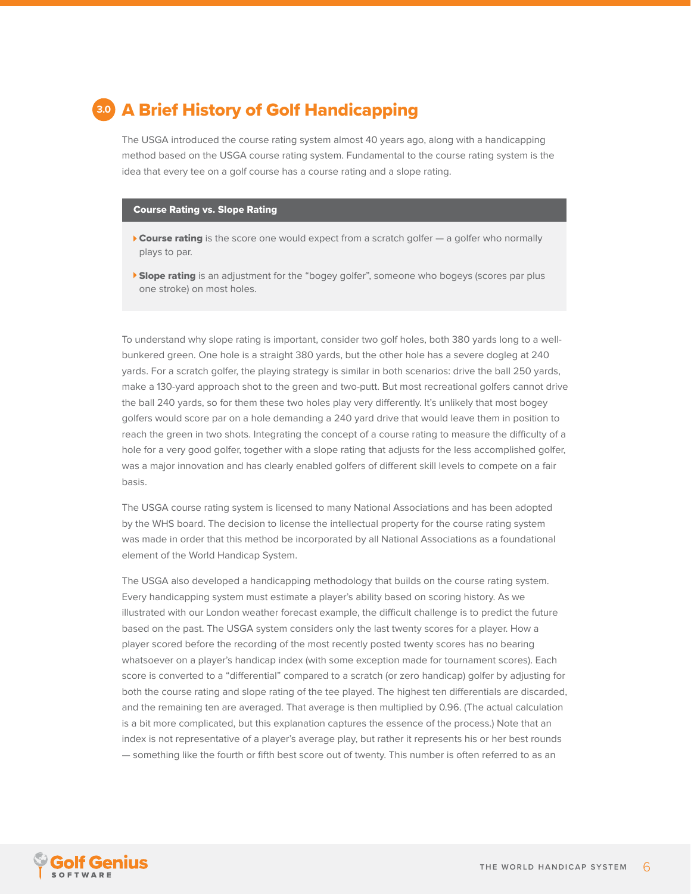## 3.0 A Brief History of Golf Handicapping

The USGA introduced the course rating system almost 40 years ago, along with a handicapping method based on the USGA course rating system. Fundamental to the course rating system is the idea that every tee on a golf course has a course rating and a slope rating.

**Course Rating vs. Slope Rating**

- **Course rating** is the score one would expect from a scratch golfer — a golfer who normally plays to par.
- **Slope rating** is an adjustment for the "bogey golfer", someone who bogeys (scores par plus one stroke) on most holes.

To understand why slope rating is important, consider two golf holes, both 380 yards long to a well-bunkered green. One hole is a straight 380 yards, but the other hole has a severe dogleg at 240 yards. For a scratch golfer, the playing strategy is similar in both scenarios: drive the ball 250 yards, make a 130-yard approach shot to the green and two-putt. But most recreational golfers cannot drive the ball 240 yards, so for them these two holes play very differently. It's unlikely that most bogey golfers would score par on a hole demanding a 240 yard drive that would leave them in position to reach the green in two shots. Integrating the concept of a course rating to measure the difficulty of a hole for a very good golfer, together with a slope rating that adjusts for the less accomplished golfer, was a major innovation and has clearly enabled golfers of different skill levels to compete on a fair basis.

The USGA course rating system is licensed to many National Associations and has been adopted by the WHS board. The decision to license the intellectual property for the course rating system was made in order that this method be incorporated by all National Associations as a foundational element of the World Handicap System.

The USGA also developed a handicapping methodology that builds on the course rating system. Every handicapping system must estimate a player's ability based on scoring history. As we illustrated with our London weather forecast example, the difficult challenge is to predict the future based on the past. The USGA system considers only the last twenty scores for a player. How a player scored before the recording of the most recently posted twenty scores has no bearing whatsoever on a player's handicap index (with some exception made for tournament scores). Each score is converted to a "differential" compared to a scratch (or zero handicap) golfer by adjusting for both the course rating and slope rating of the tee played. The highest ten differentials are discarded, and the remaining ten are averaged. That average is then multiplied by 0.96. (The actual calculation is a bit more complicated, but this explanation captures the essence of the process.) Note that an index is not representative of a player's average play, but rather it represents his or her best rounds — something like the fourth or fifth best score out of twenty. This number is often referred to as an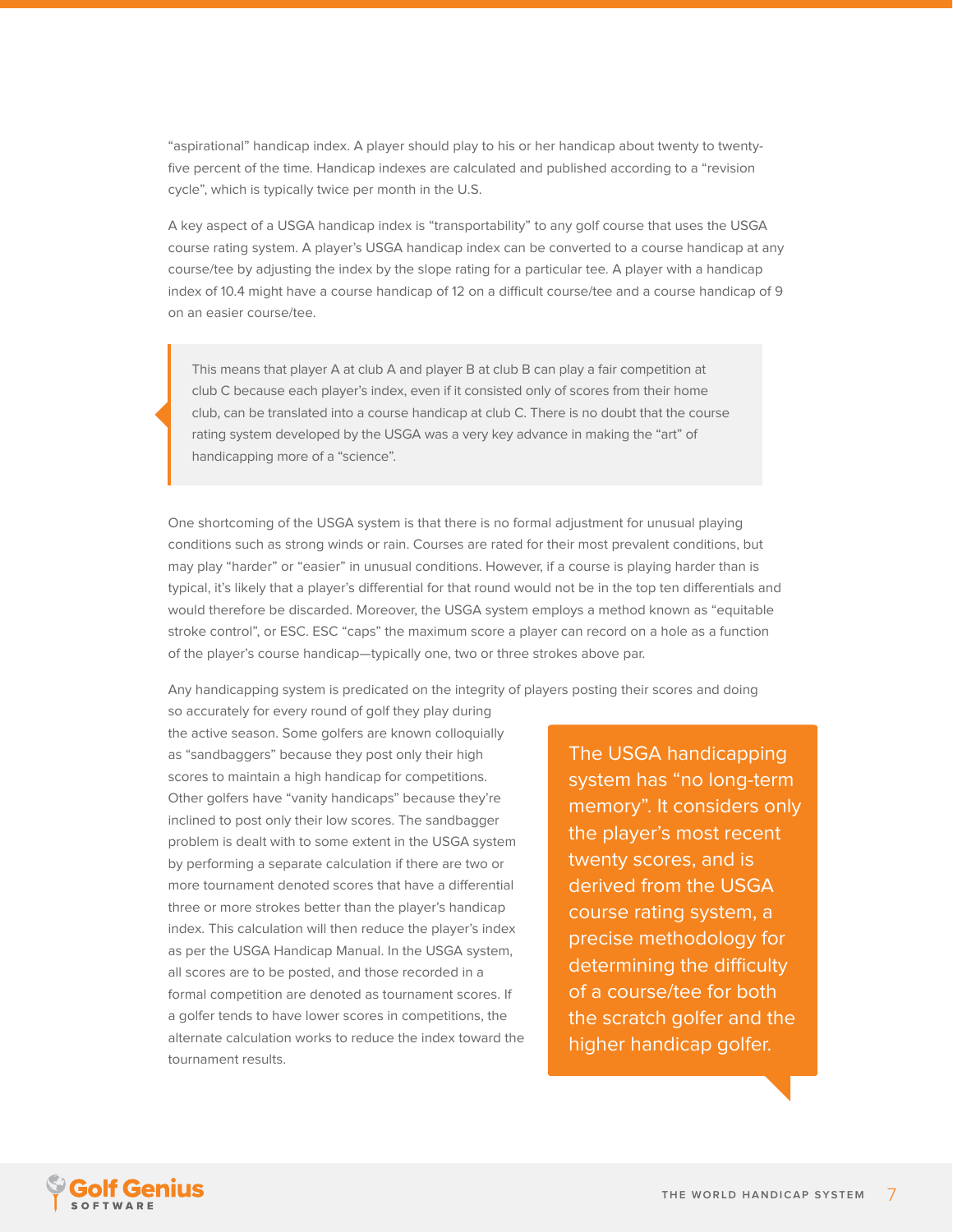"aspirational" handicap index. A player should play to his or her handicap about twenty to twenty-five percent of the time. Handicap indexes are calculated and published according to a "revision cycle", which is typically twice per month in the U.S.

A key aspect of a USGA handicap index is "transportability" to any golf course that uses the USGA course rating system. A player's USGA handicap index can be converted to a course handicap at any course/tee by adjusting the index by the slope rating for a particular tee. A player with a handicap index of 10.4 might have a course handicap of 12 on a difficult course/tee and a course handicap of 9 on an easier course/tee.

> This means that player A at club A and player B at club B can play a fair competition at club C because each player's index, even if it consisted only of scores from their home club, can be translated into a course handicap at club C. There is no doubt that the course rating system developed by the USGA was a very key advance in making the "art" of handicapping more of a "science".

One shortcoming of the USGA system is that there is no formal adjustment for unusual playing conditions such as strong winds or rain. Courses are rated for their most prevalent conditions, but may play "harder" or "easier" in unusual conditions. However, if a course is playing harder than is typical, it's likely that a player's differential for that round would not be in the top ten differentials and would therefore be discarded. Moreover, the USGA system employs a method known as "equitable stroke control", or ESC. ESC "caps" the maximum score a player can record on a hole as a function of the player's course handicap—typically one, two or three strokes above par.

Any handicapping system is predicated on the integrity of players posting their scores and doing so accurately for every round of golf they play during the active season. Some golfers are known colloquially as "sandbaggers" because they post only their high scores to maintain a high handicap for competitions. Other golfers have "vanity handicaps" because they're inclined to post only their low scores. The sandbagger problem is dealt with to some extent in the USGA system by performing a separate calculation if there are two or more tournament denoted scores that have a differential three or more strokes better than the player's handicap index. This calculation will then reduce the player's index as per the USGA Handicap Manual. In the USGA system, all scores are to be posted, and those recorded in a formal competition are denoted as tournament scores. If a golfer tends to have lower scores in competitions, the alternate calculation works to reduce the index toward the tournament results.

> The USGA handicapping system has "no long-term memory". It considers only the player's most recent twenty scores, and is derived from the USGA course rating system, a precise methodology for determining the difficulty of a course/tee for both the scratch golfer and the higher handicap golfer.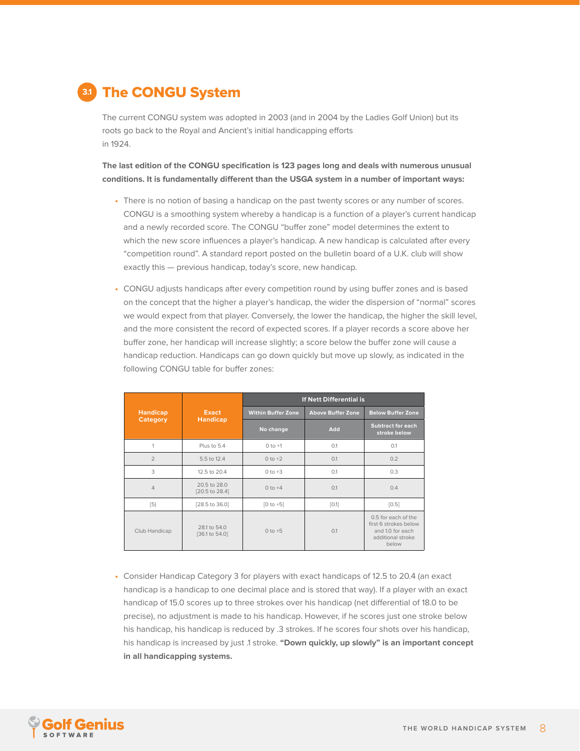## 3.1 The CONGU System

The current CONGU system was adopted in 2003 (and in 2004 by the Ladies Golf Union) but its roots go back to the Royal and Ancient's initial handicapping efforts in 1924.

**The last edition of the CONGU specification is 123 pages long and deals with numerous unusual conditions. It is fundamentally different than the USGA system in a number of important ways:**

- There is no notion of basing a handicap on the past twenty scores or any number of scores. CONGU is a smoothing system whereby a handicap is a function of a player's current handicap and a newly recorded score. The CONGU "buffer zone" model determines the extent to which the new score influences a player's handicap. A new handicap is calculated after every "competition round". A standard report posted on the bulletin board of a U.K. club will show exactly this — previous handicap, today's score, new handicap.

- CONGU adjusts handicaps after every competition round by using buffer zones and is based on the concept that the higher a player's handicap, the wider the dispersion of "normal" scores we would expect from that player. Conversely, the lower the handicap, the higher the skill level, and the more consistent the record of expected scores. If a player records a score above her buffer zone, her handicap will increase slightly; a score below the buffer zone will cause a handicap reduction. Handicaps can go down quickly but move up slowly, as indicated in the following CONGU table for buffer zones:

| Handicap Category | Exact Handicap | If Nett Differential is | | |
|---|---|---|---|---|
| | | Within Buffer Zone | Above Buffer Zone | Below Buffer Zone |
| | | No change | Add | Subtract for each stroke below |
| 1 | Plus to 5.4 | 0 to +1 | 0.1 | 0.1 |
| 2 | 5.5 to 12.4 | 0 to +2 | 0.1 | 0.2 |
| 3 | 12.5 to 20.4 | 0 to +3 | 0.1 | 0.3 |
| 4 | 20.5 to 28.0 [20.5 to 28.4] | 0 to +4 | 0.1 | 0.4 |
| [5] | [28.5 to 36.0] | [0 to +5] | [0.1] | [0.5] |
| Club Handicap | 28.1 to 54.0 [36.1 to 54.0] | 0 to +5 | 0.1 | 0.5 for each of the first 6 strokes below and 1.0 for each additional stroke below |

- Consider Handicap Category 3 for players with exact handicaps of 12.5 to 20.4 (an exact handicap is a handicap to one decimal place and is stored that way). If a player with an exact handicap of 15.0 scores up to three strokes over his handicap (net differential of 18.0 to be precise), no adjustment is made to his handicap. However, if he scores just one stroke below his handicap, his handicap is reduced by .3 strokes. If he scores four shots over his handicap, his handicap is increased by just .1 stroke. **"Down quickly, up slowly" is an important concept in all handicapping systems.**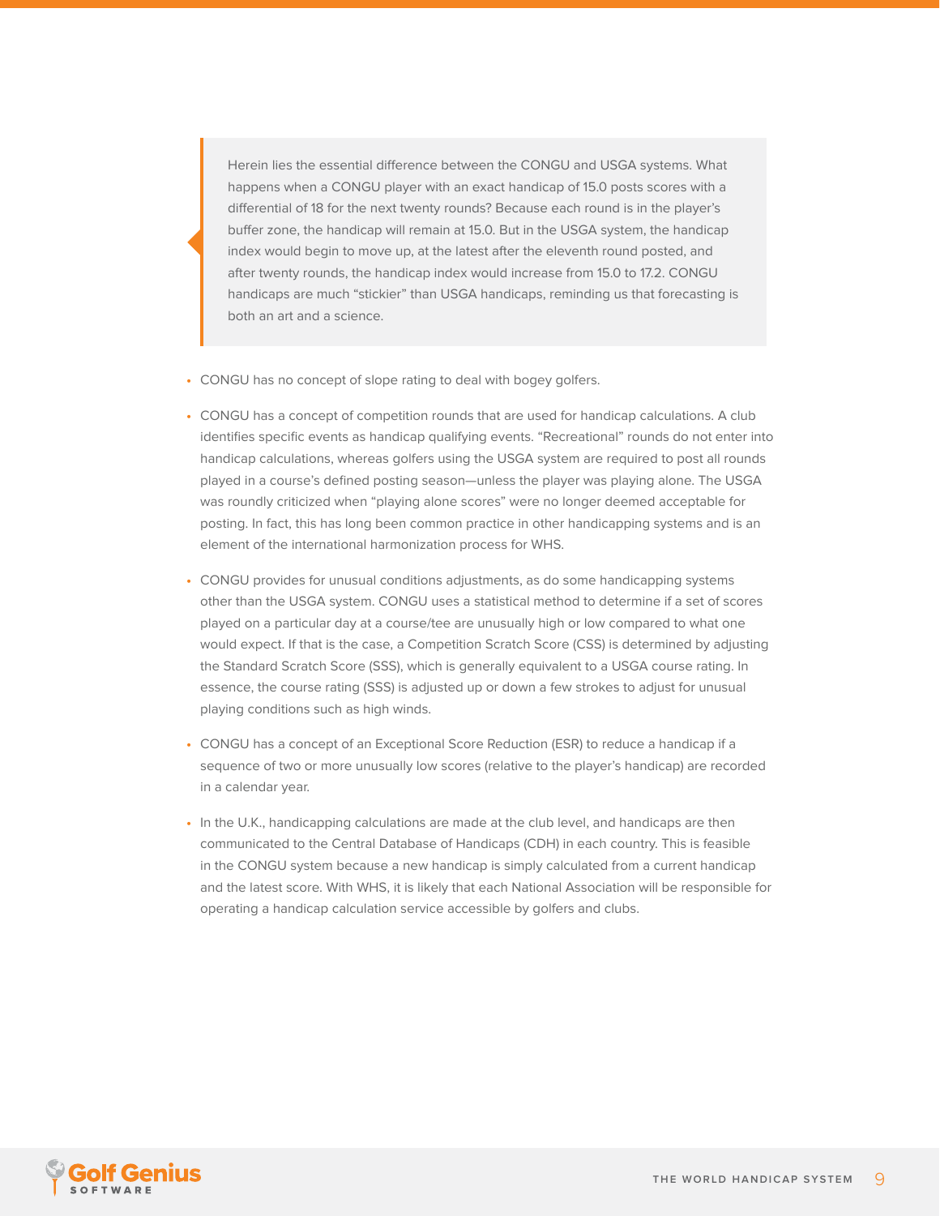> Herein lies the essential difference between the CONGU and USGA systems. What happens when a CONGU player with an exact handicap of 15.0 posts scores with a differential of 18 for the next twenty rounds? Because each round is in the player's buffer zone, the handicap will remain at 15.0. But in the USGA system, the handicap index would begin to move up, at the latest after the eleventh round posted, and after twenty rounds, the handicap index would increase from 15.0 to 17.2. CONGU handicaps are much "stickier" than USGA handicaps, reminding us that forecasting is both an art and a science.

- CONGU has no concept of slope rating to deal with bogey golfers.
- CONGU has a concept of competition rounds that are used for handicap calculations. A club identifies specific events as handicap qualifying events. "Recreational" rounds do not enter into handicap calculations, whereas golfers using the USGA system are required to post all rounds played in a course's defined posting season—unless the player was playing alone. The USGA was roundly criticized when "playing alone scores" were no longer deemed acceptable for posting. In fact, this has long been common practice in other handicapping systems and is an element of the international harmonization process for WHS.
- CONGU provides for unusual conditions adjustments, as do some handicapping systems other than the USGA system. CONGU uses a statistical method to determine if a set of scores played on a particular day at a course/tee are unusually high or low compared to what one would expect. If that is the case, a Competition Scratch Score (CSS) is determined by adjusting the Standard Scratch Score (SSS), which is generally equivalent to a USGA course rating. In essence, the course rating (SSS) is adjusted up or down a few strokes to adjust for unusual playing conditions such as high winds.
- CONGU has a concept of an Exceptional Score Reduction (ESR) to reduce a handicap if a sequence of two or more unusually low scores (relative to the player's handicap) are recorded in a calendar year.
- In the U.K., handicapping calculations are made at the club level, and handicaps are then communicated to the Central Database of Handicaps (CDH) in each country. This is feasible in the CONGU system because a new handicap is simply calculated from a current handicap and the latest score. With WHS, it is likely that each National Association will be responsible for operating a handicap calculation service accessible by golfers and clubs.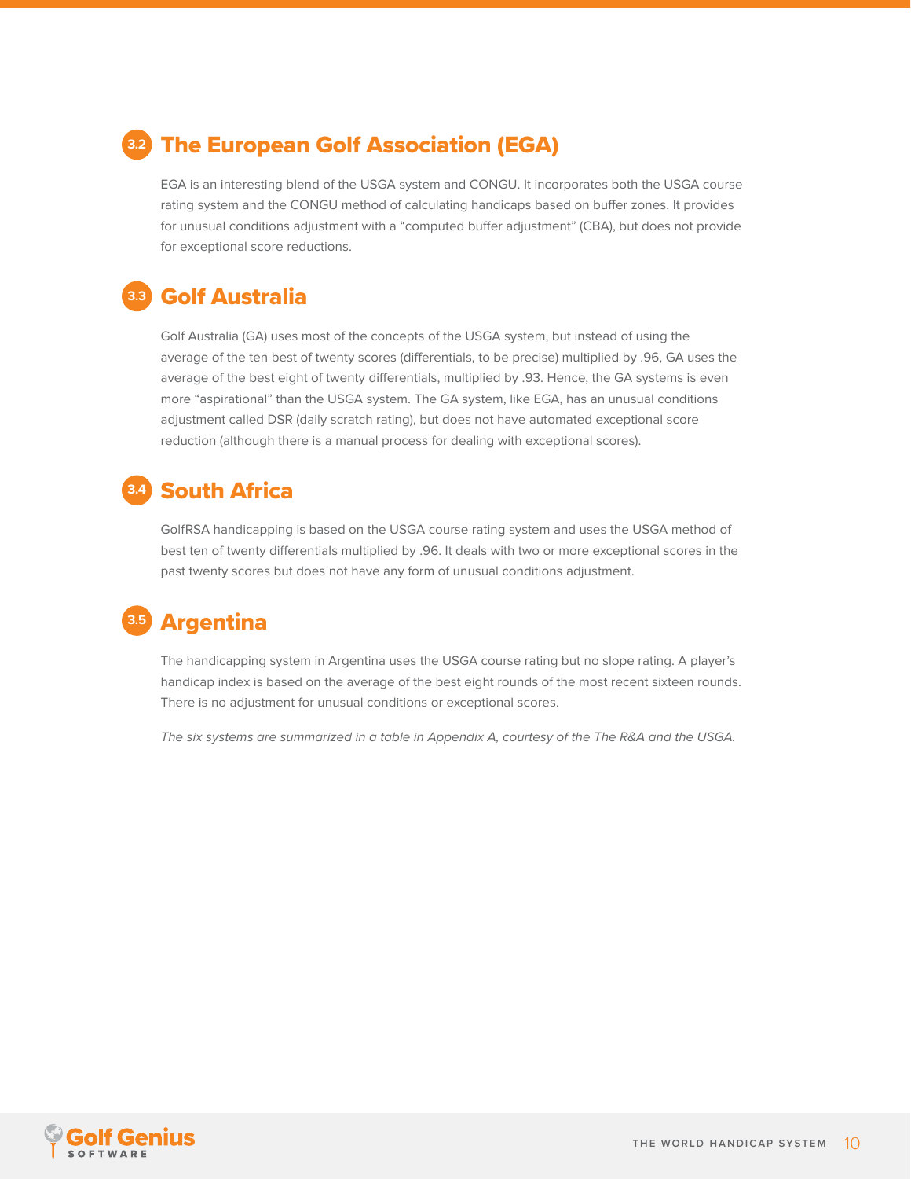## 3.2 The European Golf Association (EGA)

EGA is an interesting blend of the USGA system and CONGU. It incorporates both the USGA course rating system and the CONGU method of calculating handicaps based on buffer zones. It provides for unusual conditions adjustment with a "computed buffer adjustment" (CBA), but does not provide for exceptional score reductions.

## 3.3 Golf Australia

Golf Australia (GA) uses most of the concepts of the USGA system, but instead of using the average of the ten best of twenty scores (differentials, to be precise) multiplied by .96, GA uses the average of the best eight of twenty differentials, multiplied by .93. Hence, the GA systems is even more "aspirational" than the USGA system. The GA system, like EGA, has an unusual conditions adjustment called DSR (daily scratch rating), but does not have automated exceptional score reduction (although there is a manual process for dealing with exceptional scores).

## 3.4 South Africa

GolfRSA handicapping is based on the USGA course rating system and uses the USGA method of best ten of twenty differentials multiplied by .96. It deals with two or more exceptional scores in the past twenty scores but does not have any form of unusual conditions adjustment.

## 3.5 Argentina

The handicapping system in Argentina uses the USGA course rating but no slope rating. A player's handicap index is based on the average of the best eight rounds of the most recent sixteen rounds. There is no adjustment for unusual conditions or exceptional scores.

*The six systems are summarized in a table in Appendix A, courtesy of the The R&A and the USGA.*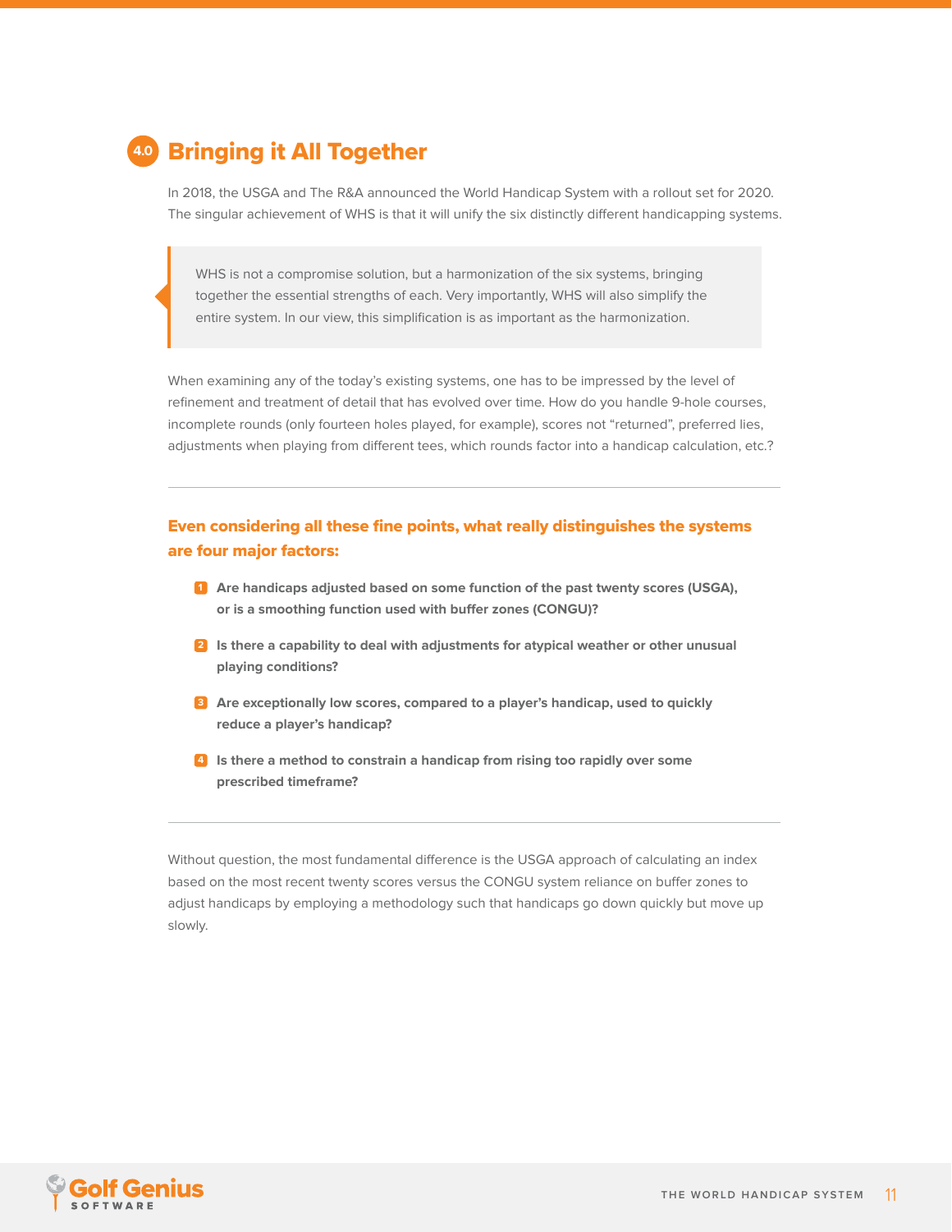## 4.0 Bringing it All Together

In 2018, the USGA and The R&A announced the World Handicap System with a rollout set for 2020. The singular achievement of WHS is that it will unify the six distinctly different handicapping systems.

> WHS is not a compromise solution, but a harmonization of the six systems, bringing together the essential strengths of each. Very importantly, WHS will also simplify the entire system. In our view, this simplification is as important as the harmonization.

When examining any of the today's existing systems, one has to be impressed by the level of refinement and treatment of detail that has evolved over time. How do you handle 9-hole courses, incomplete rounds (only fourteen holes played, for example), scores not "returned", preferred lies, adjustments when playing from different tees, which rounds factor into a handicap calculation, etc.?

---

### Even considering all these fine points, what really distinguishes the systems are four major factors:

1. **Are handicaps adjusted based on some function of the past twenty scores (USGA), or is a smoothing function used with buffer zones (CONGU)?**
2. **Is there a capability to deal with adjustments for atypical weather or other unusual playing conditions?**
3. **Are exceptionally low scores, compared to a player's handicap, used to quickly reduce a player's handicap?**
4. **Is there a method to constrain a handicap from rising too rapidly over some prescribed timeframe?**

---

Without question, the most fundamental difference is the USGA approach of calculating an index based on the most recent twenty scores versus the CONGU system reliance on buffer zones to adjust handicaps by employing a methodology such that handicaps go down quickly but move up slowly.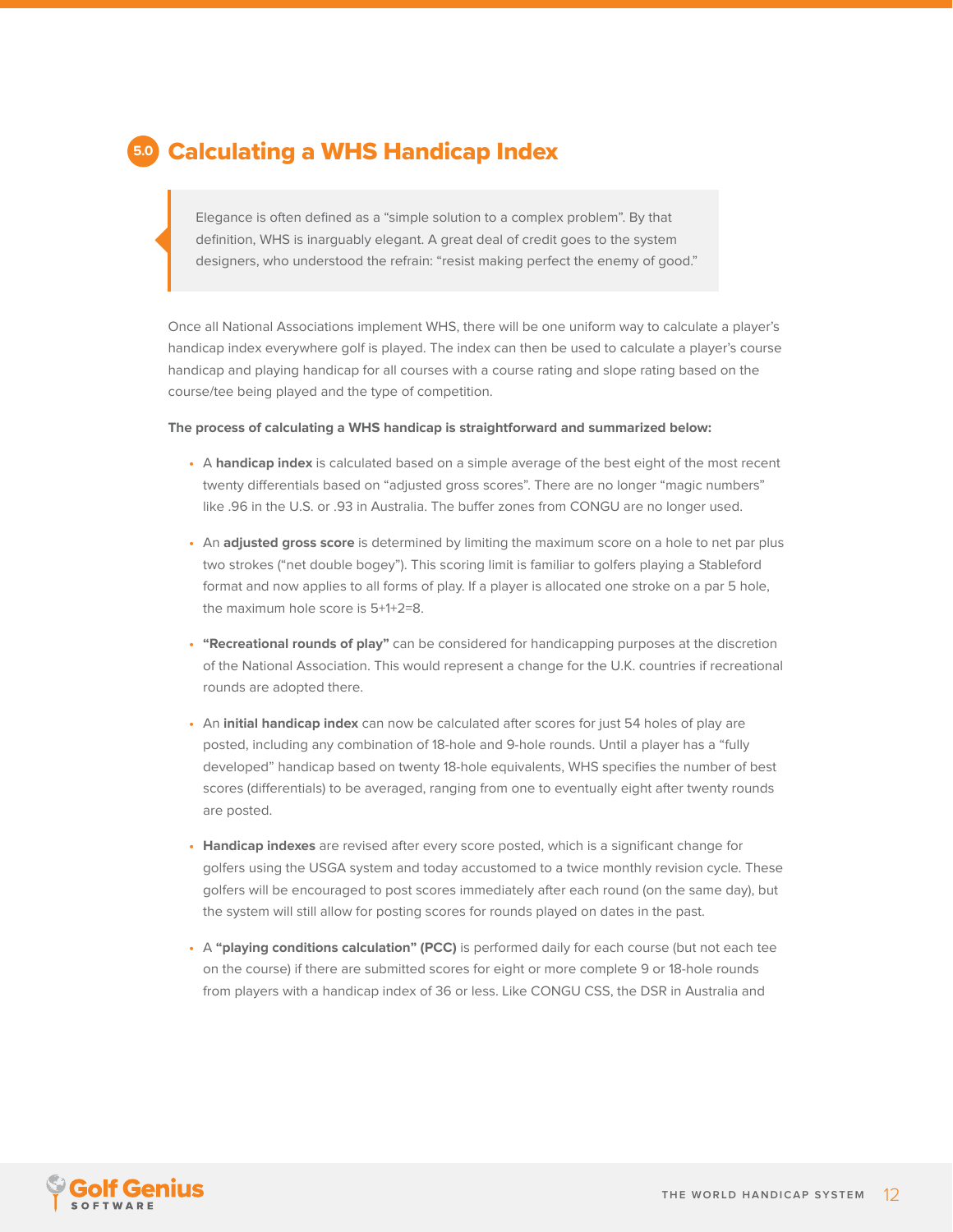## 5.0 Calculating a WHS Handicap Index

> Elegance is often defined as a "simple solution to a complex problem". By that definition, WHS is inarguably elegant. A great deal of credit goes to the system designers, who understood the refrain: "resist making perfect the enemy of good."

Once all National Associations implement WHS, there will be one uniform way to calculate a player's handicap index everywhere golf is played. The index can then be used to calculate a player's course handicap and playing handicap for all courses with a course rating and slope rating based on the course/tee being played and the type of competition.

**The process of calculating a WHS handicap is straightforward and summarized below:**

- A **handicap index** is calculated based on a simple average of the best eight of the most recent twenty differentials based on "adjusted gross scores". There are no longer "magic numbers" like .96 in the U.S. or .93 in Australia. The buffer zones from CONGU are no longer used.
- An **adjusted gross score** is determined by limiting the maximum score on a hole to net par plus two strokes ("net double bogey"). This scoring limit is familiar to golfers playing a Stableford format and now applies to all forms of play. If a player is allocated one stroke on a par 5 hole, the maximum hole score is 5+1+2=8.
- **"Recreational rounds of play"** can be considered for handicapping purposes at the discretion of the National Association. This would represent a change for the U.K. countries if recreational rounds are adopted there.
- An **initial handicap index** can now be calculated after scores for just 54 holes of play are posted, including any combination of 18-hole and 9-hole rounds. Until a player has a "fully developed" handicap based on twenty 18-hole equivalents, WHS specifies the number of best scores (differentials) to be averaged, ranging from one to eventually eight after twenty rounds are posted.
- **Handicap indexes** are revised after every score posted, which is a significant change for golfers using the USGA system and today accustomed to a twice monthly revision cycle. These golfers will be encouraged to post scores immediately after each round (on the same day), but the system will still allow for posting scores for rounds played on dates in the past.
- A **"playing conditions calculation" (PCC)** is performed daily for each course (but not each tee on the course) if there are submitted scores for eight or more complete 9 or 18-hole rounds from players with a handicap index of 36 or less. Like CONGU CSS, the DSR in Australia and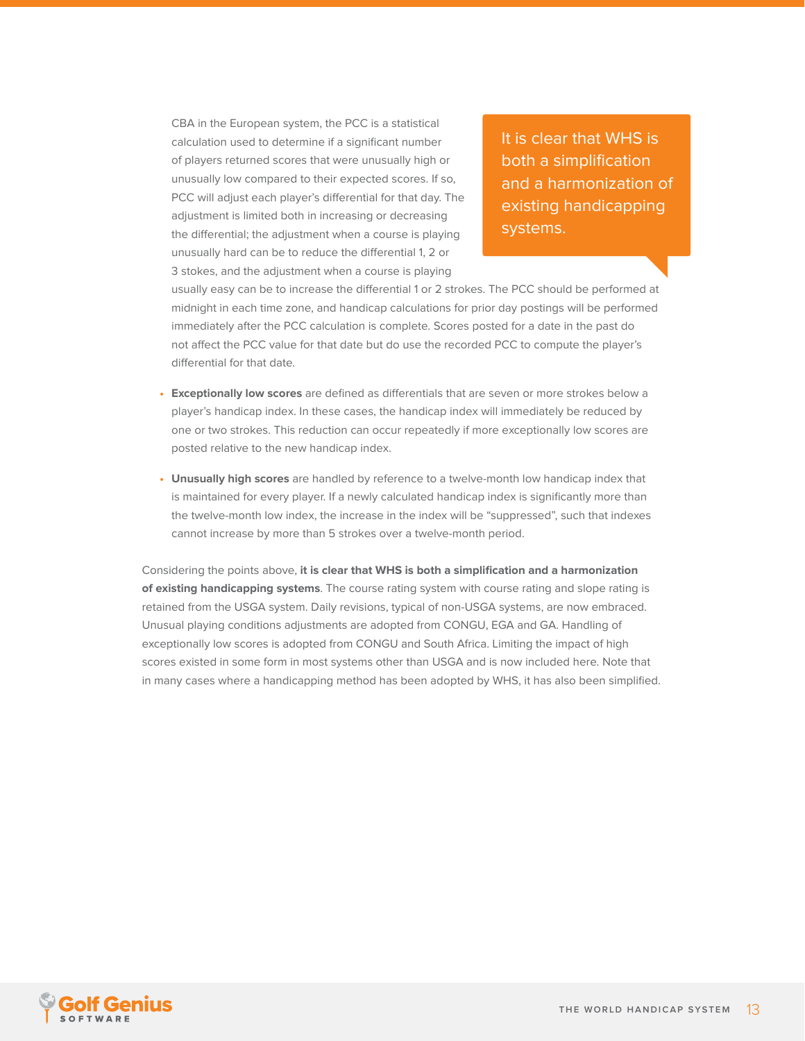CBA in the European system, the PCC is a statistical calculation used to determine if a significant number of players returned scores that were unusually high or unusually low compared to their expected scores. If so, PCC will adjust each player's differential for that day. The adjustment is limited both in increasing or decreasing the differential; the adjustment when a course is playing unusually hard can be to reduce the differential 1, 2 or 3 stokes, and the adjustment when a course is playing usually easy can be to increase the differential 1 or 2 strokes. The PCC should be performed at midnight in each time zone, and handicap calculations for prior day postings will be performed immediately after the PCC calculation is complete. Scores posted for a date in the past do not affect the PCC value for that date but do use the recorded PCC to compute the player's differential for that date.

> It is clear that WHS is both a simplification and a harmonization of existing handicapping systems.

- **Exceptionally low scores** are defined as differentials that are seven or more strokes below a player's handicap index. In these cases, the handicap index will immediately be reduced by one or two strokes. This reduction can occur repeatedly if more exceptionally low scores are posted relative to the new handicap index.
- **Unusually high scores** are handled by reference to a twelve-month low handicap index that is maintained for every player. If a newly calculated handicap index is significantly more than the twelve-month low index, the increase in the index will be "suppressed", such that indexes cannot increase by more than 5 strokes over a twelve-month period.

Considering the points above, **it is clear that WHS is both a simplification and a harmonization of existing handicapping systems**. The course rating system with course rating and slope rating is retained from the USGA system. Daily revisions, typical of non-USGA systems, are now embraced. Unusual playing conditions adjustments are adopted from CONGU, EGA and GA. Handling of exceptionally low scores is adopted from CONGU and South Africa. Limiting the impact of high scores existed in some form in most systems other than USGA and is now included here. Note that in many cases where a handicapping method has been adopted by WHS, it has also been simplified.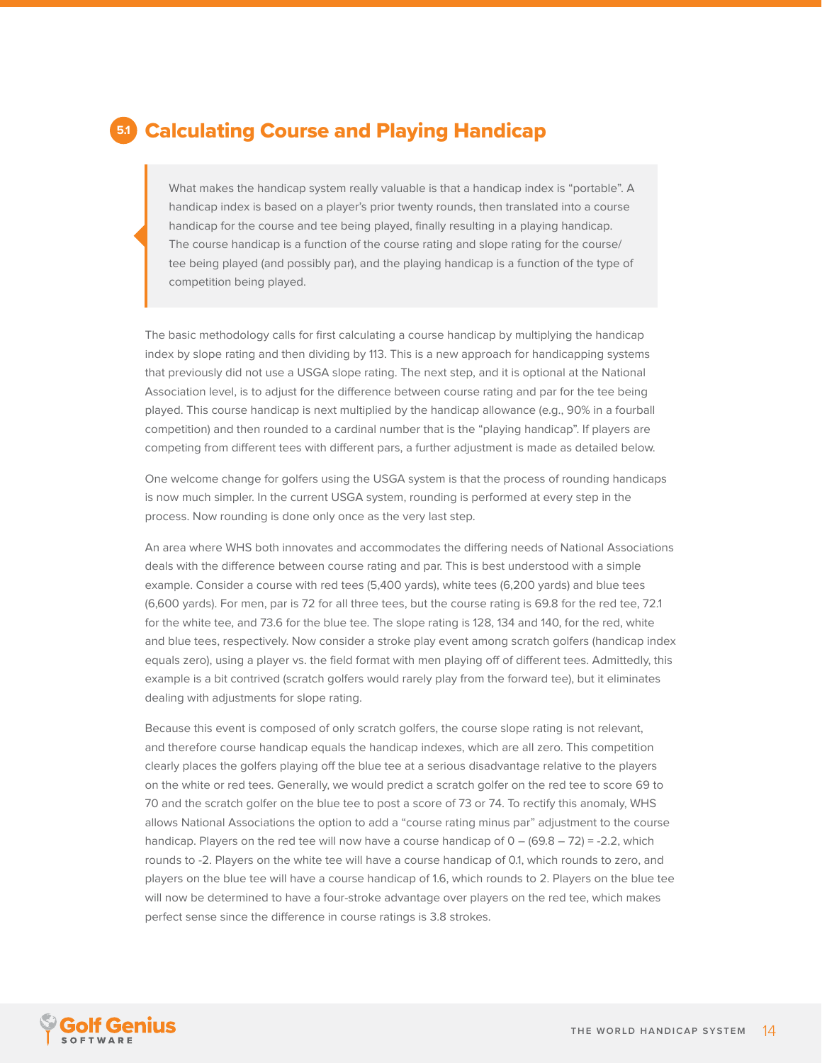## 5.1 Calculating Course and Playing Handicap

> What makes the handicap system really valuable is that a handicap index is "portable". A handicap index is based on a player's prior twenty rounds, then translated into a course handicap for the course and tee being played, finally resulting in a playing handicap. The course handicap is a function of the course rating and slope rating for the course/tee being played (and possibly par), and the playing handicap is a function of the type of competition being played.

The basic methodology calls for first calculating a course handicap by multiplying the handicap index by slope rating and then dividing by 113. This is a new approach for handicapping systems that previously did not use a USGA slope rating. The next step, and it is optional at the National Association level, is to adjust for the difference between course rating and par for the tee being played. This course handicap is next multiplied by the handicap allowance (e.g., 90% in a fourball competition) and then rounded to a cardinal number that is the "playing handicap". If players are competing from different tees with different pars, a further adjustment is made as detailed below.

One welcome change for golfers using the USGA system is that the process of rounding handicaps is now much simpler. In the current USGA system, rounding is performed at every step in the process. Now rounding is done only once as the very last step.

An area where WHS both innovates and accommodates the differing needs of National Associations deals with the difference between course rating and par. This is best understood with a simple example. Consider a course with red tees (5,400 yards), white tees (6,200 yards) and blue tees (6,600 yards). For men, par is 72 for all three tees, but the course rating is 69.8 for the red tee, 72.1 for the white tee, and 73.6 for the blue tee. The slope rating is 128, 134 and 140, for the red, white and blue tees, respectively. Now consider a stroke play event among scratch golfers (handicap index equals zero), using a player vs. the field format with men playing off of different tees. Admittedly, this example is a bit contrived (scratch golfers would rarely play from the forward tee), but it eliminates dealing with adjustments for slope rating.

Because this event is composed of only scratch golfers, the course slope rating is not relevant, and therefore course handicap equals the handicap indexes, which are all zero. This competition clearly places the golfers playing off the blue tee at a serious disadvantage relative to the players on the white or red tees. Generally, we would predict a scratch golfer on the red tee to score 69 to 70 and the scratch golfer on the blue tee to post a score of 73 or 74. To rectify this anomaly, WHS allows National Associations the option to add a "course rating minus par" adjustment to the course handicap. Players on the red tee will now have a course handicap of $0 – (69.8 – 72) = -2.2$, which rounds to -2. Players on the white tee will have a course handicap of 0.1, which rounds to zero, and players on the blue tee will have a course handicap of 1.6, which rounds to 2. Players on the blue tee will now be determined to have a four-stroke advantage over players on the red tee, which makes perfect sense since the difference in course ratings is 3.8 strokes.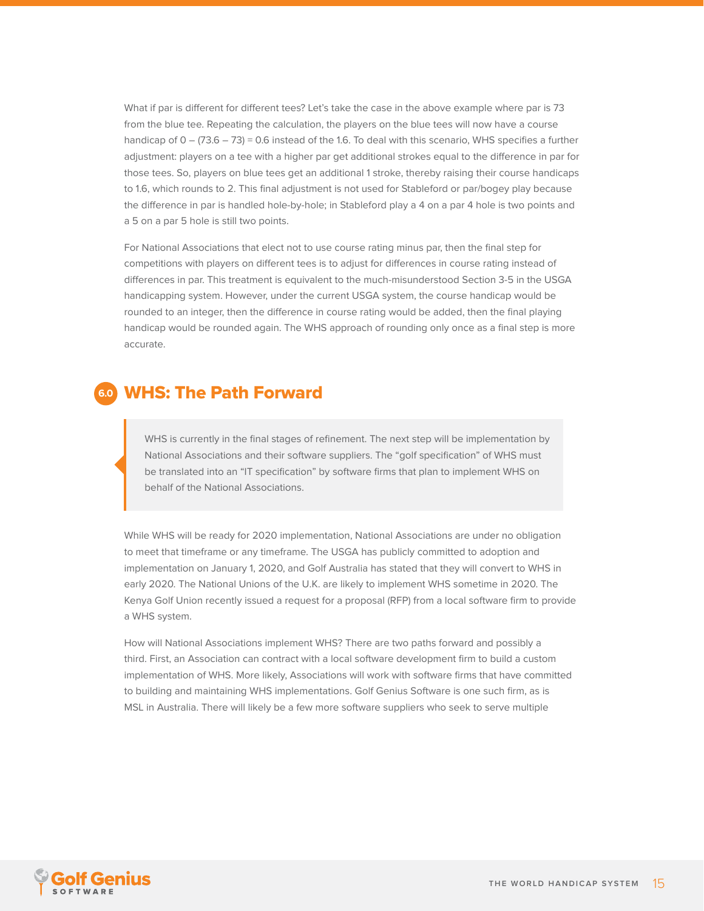What if par is different for different tees? Let's take the case in the above example where par is 73 from the blue tee. Repeating the calculation, the players on the blue tees will now have a course handicap of 0 – (73.6 – 73) = 0.6 instead of the 1.6. To deal with this scenario, WHS specifies a further adjustment: players on a tee with a higher par get additional strokes equal to the difference in par for those tees. So, players on blue tees get an additional 1 stroke, thereby raising their course handicaps to 1.6, which rounds to 2. This final adjustment is not used for Stableford or par/bogey play because the difference in par is handled hole-by-hole; in Stableford play a 4 on a par 4 hole is two points and a 5 on a par 5 hole is still two points.

For National Associations that elect not to use course rating minus par, then the final step for competitions with players on different tees is to adjust for differences in course rating instead of differences in par. This treatment is equivalent to the much-misunderstood Section 3-5 in the USGA handicapping system. However, under the current USGA system, the course handicap would be rounded to an integer, then the difference in course rating would be added, then the final playing handicap would be rounded again. The WHS approach of rounding only once as a final step is more accurate.

## 6.0 WHS: The Path Forward

> WHS is currently in the final stages of refinement. The next step will be implementation by National Associations and their software suppliers. The "golf specification" of WHS must be translated into an "IT specification" by software firms that plan to implement WHS on behalf of the National Associations.

While WHS will be ready for 2020 implementation, National Associations are under no obligation to meet that timeframe or any timeframe. The USGA has publicly committed to adoption and implementation on January 1, 2020, and Golf Australia has stated that they will convert to WHS in early 2020. The National Unions of the U.K. are likely to implement WHS sometime in 2020. The Kenya Golf Union recently issued a request for a proposal (RFP) from a local software firm to provide a WHS system.

How will National Associations implement WHS? There are two paths forward and possibly a third. First, an Association can contract with a local software development firm to build a custom implementation of WHS. More likely, Associations will work with software firms that have committed to building and maintaining WHS implementations. Golf Genius Software is one such firm, as is MSL in Australia. There will likely be a few more software suppliers who seek to serve multiple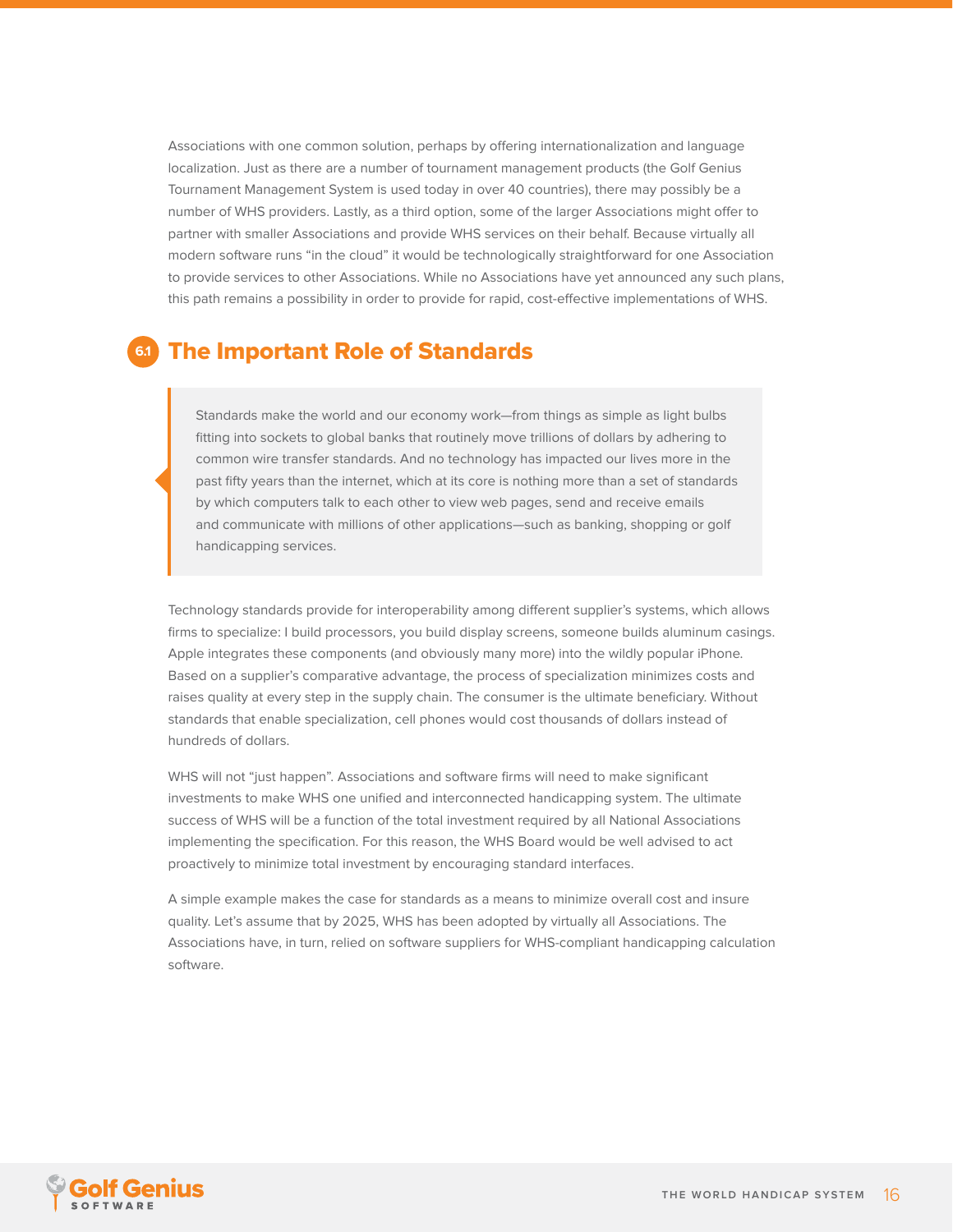Associations with one common solution, perhaps by offering internationalization and language localization. Just as there are a number of tournament management products (the Golf Genius Tournament Management System is used today in over 40 countries), there may possibly be a number of WHS providers. Lastly, as a third option, some of the larger Associations might offer to partner with smaller Associations and provide WHS services on their behalf. Because virtually all modern software runs “in the cloud” it would be technologically straightforward for one Association to provide services to other Associations. While no Associations have yet announced any such plans, this path remains a possibility in order to provide for rapid, cost-effective implementations of WHS.

## 6.1 The Important Role of Standards

> Standards make the world and our economy work—from things as simple as light bulbs fitting into sockets to global banks that routinely move trillions of dollars by adhering to common wire transfer standards. And no technology has impacted our lives more in the past fifty years than the internet, which at its core is nothing more than a set of standards by which computers talk to each other to view web pages, send and receive emails and communicate with millions of other applications—such as banking, shopping or golf handicapping services.

Technology standards provide for interoperability among different supplier’s systems, which allows firms to specialize: I build processors, you build display screens, someone builds aluminum casings. Apple integrates these components (and obviously many more) into the wildly popular iPhone. Based on a supplier’s comparative advantage, the process of specialization minimizes costs and raises quality at every step in the supply chain. The consumer is the ultimate beneficiary. Without standards that enable specialization, cell phones would cost thousands of dollars instead of hundreds of dollars.

WHS will not “just happen”. Associations and software firms will need to make significant investments to make WHS one unified and interconnected handicapping system. The ultimate success of WHS will be a function of the total investment required by all National Associations implementing the specification. For this reason, the WHS Board would be well advised to act proactively to minimize total investment by encouraging standard interfaces.

A simple example makes the case for standards as a means to minimize overall cost and insure quality. Let’s assume that by 2025, WHS has been adopted by virtually all Associations. The Associations have, in turn, relied on software suppliers for WHS-compliant handicapping calculation software.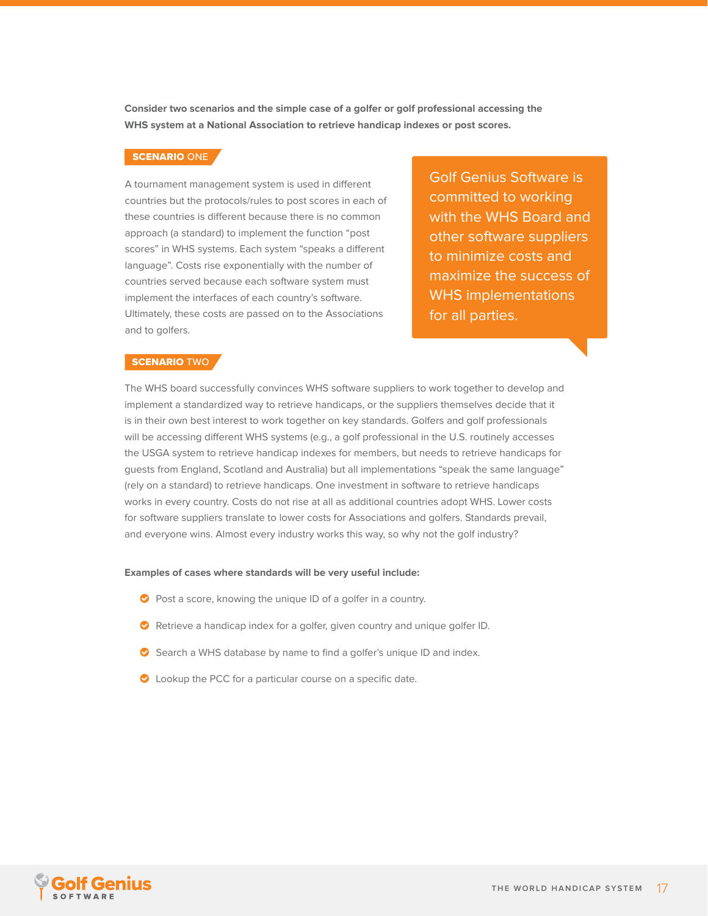**Consider two scenarios and the simple case of a golfer or golf professional accessing the WHS system at a National Association to retrieve handicap indexes or post scores.**

### SCENARIO ONE

A tournament management system is used in different countries but the protocols/rules to post scores in each of these countries is different because there is no common approach (a standard) to implement the function "post scores" in WHS systems. Each system "speaks a different language". Costs rise exponentially with the number of countries served because each software system must implement the interfaces of each country's software. Ultimately, these costs are passed on to the Associations and to golfers.

> Golf Genius Software is committed to working with the WHS Board and other software suppliers to minimize costs and maximize the success of WHS implementations for all parties.

### SCENARIO TWO

The WHS board successfully convinces WHS software suppliers to work together to develop and implement a standardized way to retrieve handicaps, or the suppliers themselves decide that it is in their own best interest to work together on key standards. Golfers and golf professionals will be accessing different WHS systems (e.g., a golf professional in the U.S. routinely accesses the USGA system to retrieve handicap indexes for members, but needs to retrieve handicaps for guests from England, Scotland and Australia) but all implementations "speak the same language" (rely on a standard) to retrieve handicaps. One investment in software to retrieve handicaps works in every country. Costs do not rise at all as additional countries adopt WHS. Lower costs for software suppliers translate to lower costs for Associations and golfers. Standards prevail, and everyone wins. Almost every industry works this way, so why not the golf industry?

**Examples of cases where standards will be very useful include:**

- Post a score, knowing the unique ID of a golfer in a country.
- Retrieve a handicap index for a golfer, given country and unique golfer ID.
- Search a WHS database by name to find a golfer's unique ID and index.
- Lookup the PCC for a particular course on a specific date.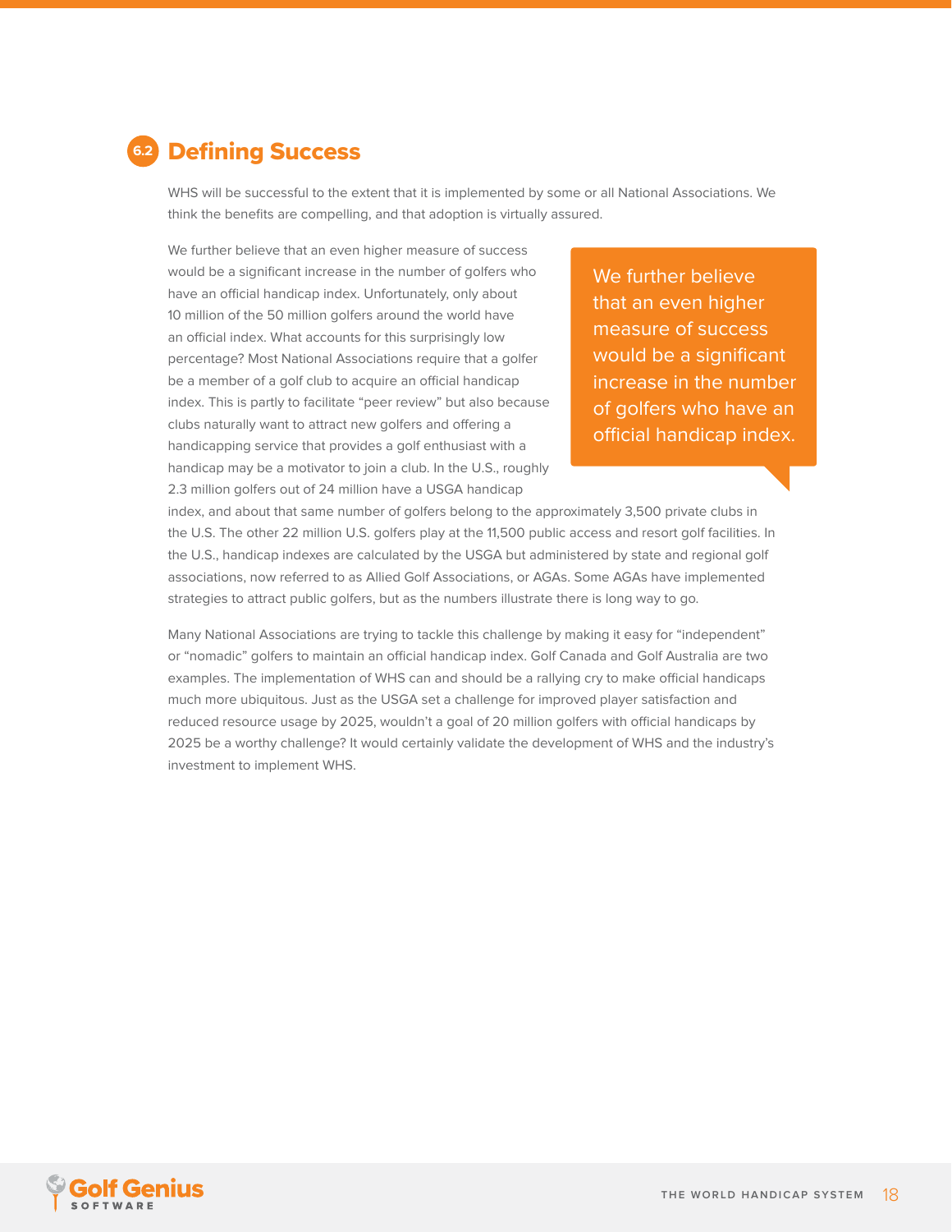## 6.2 Defining Success

WHS will be successful to the extent that it is implemented by some or all National Associations. We think the benefits are compelling, and that adoption is virtually assured.

We further believe that an even higher measure of success would be a significant increase in the number of golfers who have an official handicap index. Unfortunately, only about 10 million of the 50 million golfers around the world have an official index. What accounts for this surprisingly low percentage? Most National Associations require that a golfer be a member of a golf club to acquire an official handicap index. This is partly to facilitate "peer review" but also because clubs naturally want to attract new golfers and offering a handicapping service that provides a golf enthusiast with a handicap may be a motivator to join a club. In the U.S., roughly 2.3 million golfers out of 24 million have a USGA handicap index, and about that same number of golfers belong to the approximately 3,500 private clubs in the U.S. The other 22 million U.S. golfers play at the 11,500 public access and resort golf facilities. In the U.S., handicap indexes are calculated by the USGA but administered by state and regional golf associations, now referred to as Allied Golf Associations, or AGAs. Some AGAs have implemented strategies to attract public golfers, but as the numbers illustrate there is long way to go.

> We further believe that an even higher measure of success would be a significant increase in the number of golfers who have an official handicap index.

Many National Associations are trying to tackle this challenge by making it easy for "independent" or "nomadic" golfers to maintain an official handicap index. Golf Canada and Golf Australia are two examples. The implementation of WHS can and should be a rallying cry to make official handicaps much more ubiquitous. Just as the USGA set a challenge for improved player satisfaction and reduced resource usage by 2025, wouldn't a goal of 20 million golfers with official handicaps by 2025 be a worthy challenge? It would certainly validate the development of WHS and the industry's investment to implement WHS.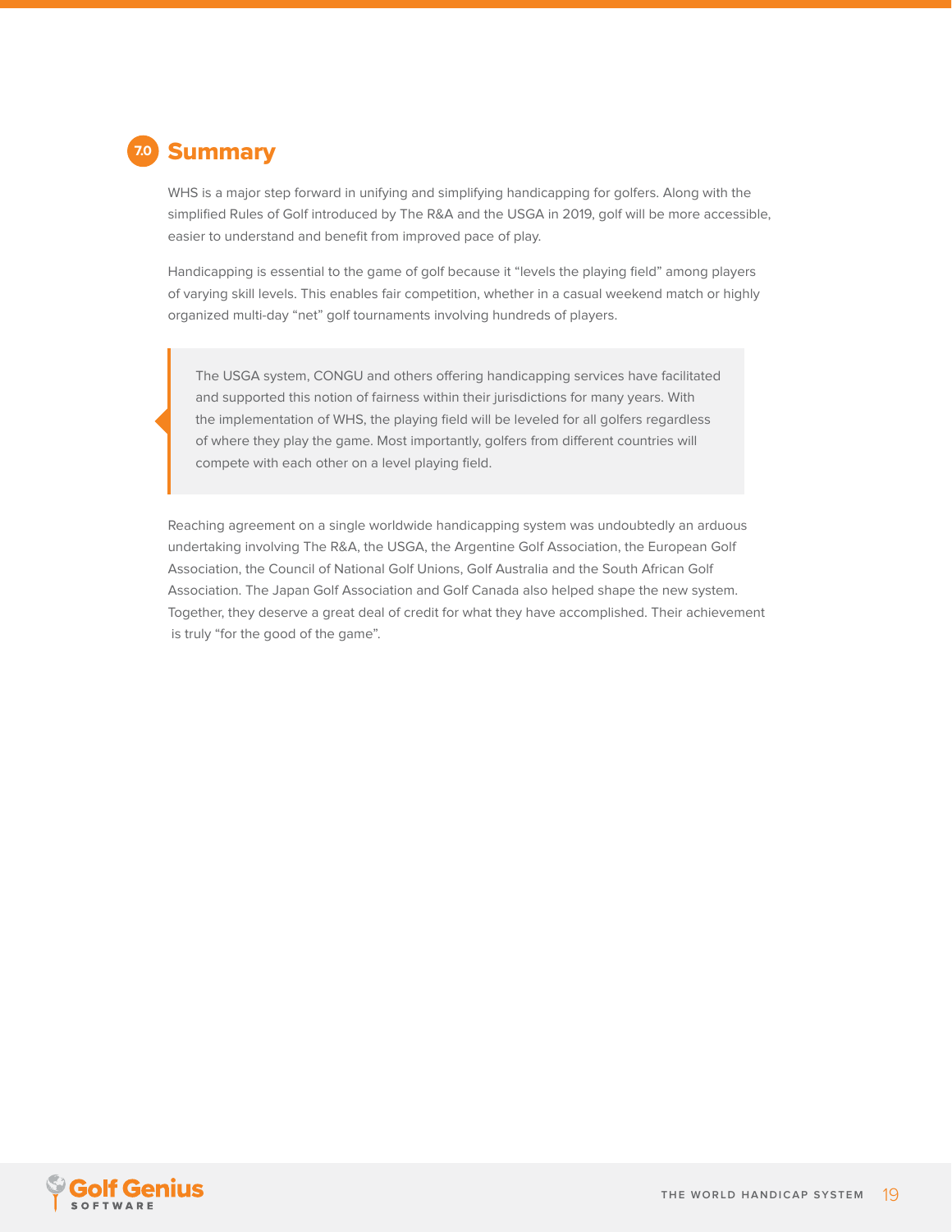## 7.0 Summary

WHS is a major step forward in unifying and simplifying handicapping for golfers. Along with the simplified Rules of Golf introduced by The R&A and the USGA in 2019, golf will be more accessible, easier to understand and benefit from improved pace of play.

Handicapping is essential to the game of golf because it "levels the playing field" among players of varying skill levels. This enables fair competition, whether in a casual weekend match or highly organized multi-day "net" golf tournaments involving hundreds of players.

> The USGA system, CONGU and others offering handicapping services have facilitated and supported this notion of fairness within their jurisdictions for many years. With the implementation of WHS, the playing field will be leveled for all golfers regardless of where they play the game. Most importantly, golfers from different countries will compete with each other on a level playing field.

Reaching agreement on a single worldwide handicapping system was undoubtedly an arduous undertaking involving The R&A, the USGA, the Argentine Golf Association, the European Golf Association, the Council of National Golf Unions, Golf Australia and the South African Golf Association. The Japan Golf Association and Golf Canada also helped shape the new system. Together, they deserve a great deal of credit for what they have accomplished. Their achievement is truly "for the good of the game".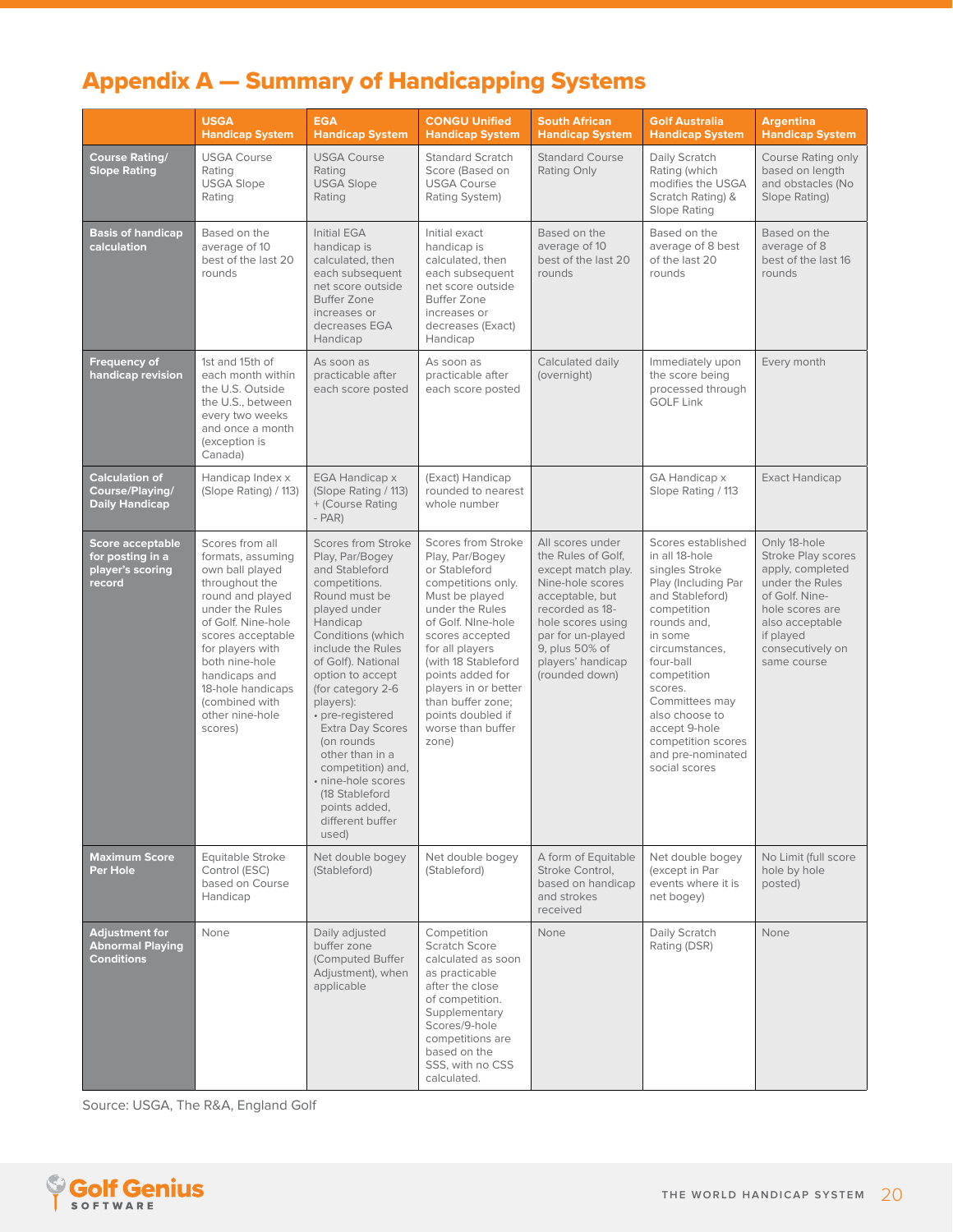# Appendix A — Summary of Handicapping Systems

| | USGA Handicap System | EGA Handicap System | CONGU Unified Handicap System | South African Handicap System | Golf Australia Handicap System | Argentina Handicap System |
|---|---|---|---|---|---|---|
| **Course Rating/ Slope Rating** | USGA Course Rating USGA Slope Rating | USGA Course Rating USGA Slope Rating | Standard Scratch Score (Based on USGA Course Rating System) | Standard Course Rating Only | Daily Scratch Rating (which modifies the USGA Scratch Rating) & Slope Rating | Course Rating only based on length and obstacles (No Slope Rating) |
| **Basis of handicap calculation** | Based on the average of 10 best of the last 20 rounds | Initial EGA handicap is calculated, then each subsequent net score outside Buffer Zone increases or decreases EGA Handicap | Initial exact handicap is calculated, then each subsequent net score outside Buffer Zone increases or decreases (Exact) Handicap | Based on the average of 10 best of the last 20 rounds | Based on the average of 8 best of the last 20 rounds | Based on the average of 8 best of the last 16 rounds |
| **Frequency of handicap revision** | 1st and 15th of each month within the U.S. Outside the U.S., between every two weeks and once a month (exception is Canada) | As soon as practicable after each score posted | As soon as practicable after each score posted | Calculated daily (overnight) | Immediately upon the score being processed through GOLF Link | Every month |
| **Calculation of Course/Playing/ Daily Handicap** | Handicap Index x (Slope Rating) / 113) | EGA Handicap x (Slope Rating / 113) + (Course Rating - PAR) | (Exact) Handicap rounded to nearest whole number | | GA Handicap x Slope Rating / 113 | Exact Handicap |
| **Score acceptable for posting in a player's scoring record** | Scores from all formats, assuming own ball played throughout the round and played under the Rules of Golf. Nine-hole scores acceptable for players with both nine-hole handicaps and 18-hole handicaps (combined with other nine-hole scores) | Scores from Stroke Play, Par/Bogey and Stableford competitions. Round must be played under Handicap Conditions (which include the Rules of Golf). National option to accept (for category 2-6 players): • pre-registered Extra Day Scores (on rounds other than in a competition) and, • nine-hole scores (18 Stableford points added, different buffer used) | Scores from Stroke Play, Par/Bogey or Stableford competitions only. Must be played under the Rules of Golf. NIne-hole scores accepted for all players (with 18 Stableford points added for players in or better than buffer zone; points doubled if worse than buffer zone) | All scores under the Rules of Golf, except match play. Nine-hole scores acceptable, but recorded as 18-hole scores using par for un-played 9, plus 50% of players' handicap (rounded down) | Scores established in all 18-hole singles Stroke Play (Including Par and Stableford) competition rounds and, in some circumstances, four-ball competition scores. Committees may also choose to accept 9-hole competition scores and pre-nominated social scores | Only 18-hole Stroke Play scores apply, completed under the Rules of Golf. Nine-hole scores are also acceptable if played consecutively on same course |
| **Maximum Score Per Hole** | Equitable Stroke Control (ESC) based on Course Handicap | Net double bogey (Stableford) | Net double bogey (Stableford) | A form of Equitable Stroke Control, based on handicap and strokes received | Net double bogey (except in Par events where it is net bogey) | No Limit (full score hole by hole posted) |
| **Adjustment for Abnormal Playing Conditions** | None | Daily adjusted buffer zone (Computed Buffer Adjustment), when applicable | Competition Scratch Score calculated as soon as practicable after the close of competition. Supplementary Scores/9-hole competitions are based on the SSS, with no CSS calculated. | None | Daily Scratch Rating (DSR) | None |

Source: USGA, The R&A, England Golf